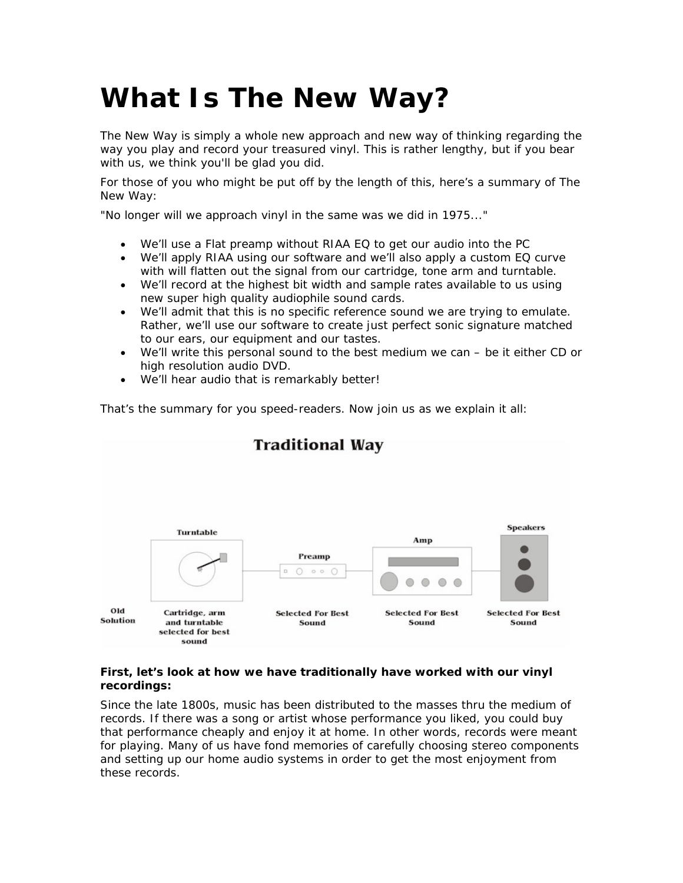# What Is The New Way?

The New Way is simply a whole new approach and new way of thinking regarding the way you play and record your treasured vinyl. This is rather lengthy, but if you bear with us, we think you'll be glad you did.

For those of you who might be put off by the length of this, here's a summary of The New Way:

"No longer will we approach vinyl in the same was we did in 1975..."

- We'll use a Flat preamp without RIAA EQ to get our audio into the PC
- We'll apply RIAA using our software and we'll also apply a custom EQ curve with will flatten out the signal from our cartridge, tone arm and turntable.
- We'll record at the highest bit width and sample rates available to us using new super high quality audiophile sound cards.
- We'll admit that this is no specific reference sound we are trying to emulate. Rather, we'll use our software to create just perfect sonic signature matched to our ears, our equipment and our tastes.
- We'll write this personal sound to the best medium we can – be it either CD or high resolution audio DVD.
- We'll hear audio that is remarkably better!

That's the summary for you speed-readers. Now join us as we explain it all:

**Traditional Way**

| | Turntable | Preamp | Amp | Speakers |
|---|---|---|---|---|
| Old Solution | Cartridge, arm and turntable selected for best sound | Selected For Best Sound | Selected For Best Sound | Selected For Best Sound |

**First, let's look at how we have traditionally have worked with our vinyl recordings:**

Since the late 1800s, music has been distributed to the masses thru the medium of records. If there was a song or artist whose performance you liked, you could buy that performance cheaply and enjoy it at home. In other words, records were meant for playing. Many of us have fond memories of carefully choosing stereo components and setting up our home audio systems in order to get the most enjoyment from these records.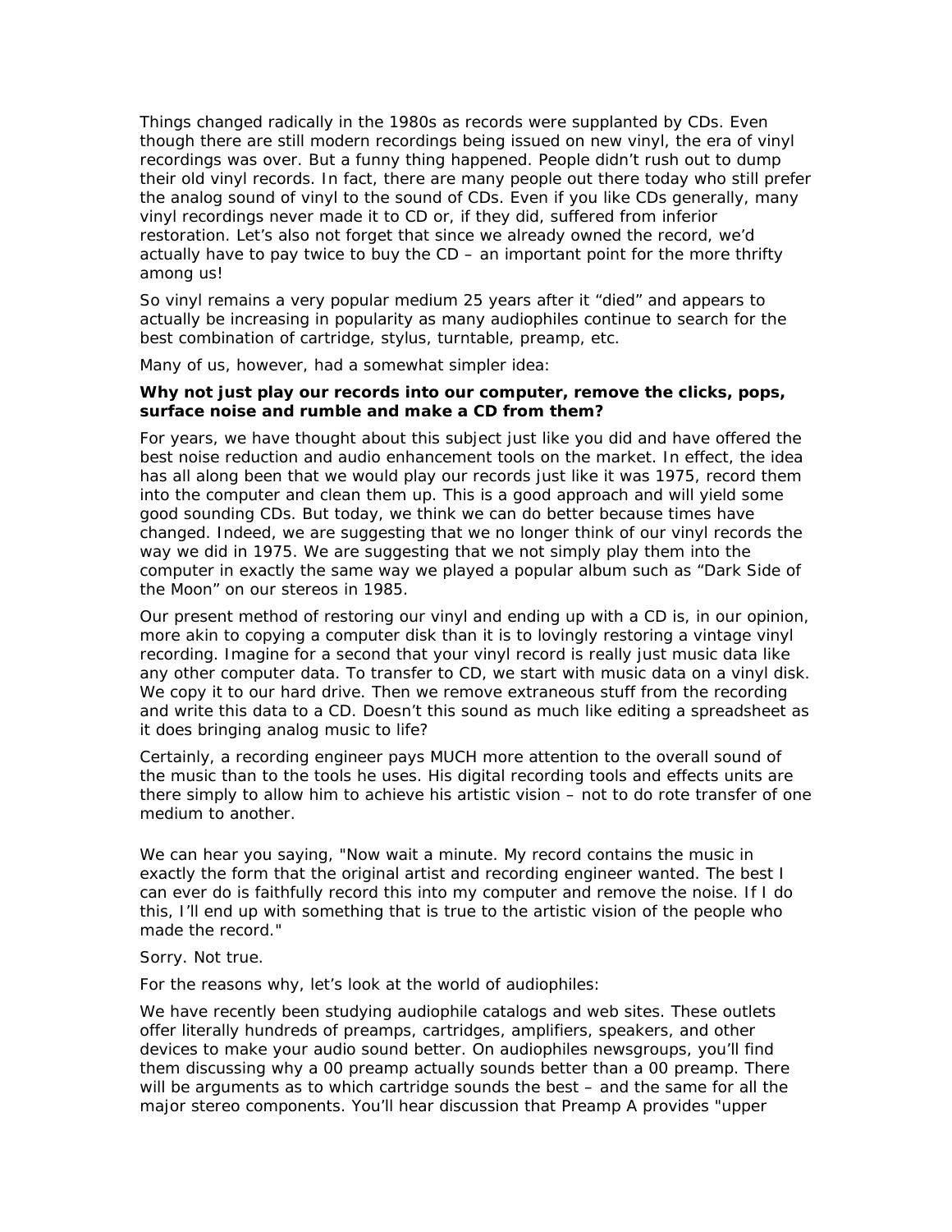Things changed radically in the 1980s as records were supplanted by CDs. Even though there are still modern recordings being issued on new vinyl, the era of vinyl recordings was over. But a funny thing happened. People didn't rush out to dump their old vinyl records. In fact, there are many people out there today who still prefer the analog sound of vinyl to the sound of CDs. Even if you like CDs generally, many vinyl recordings never made it to CD or, if they did, suffered from inferior restoration. Let's also not forget that since we already owned the record, we'd actually have to pay twice to buy the CD – an important point for the more thrifty among us!

So vinyl remains a very popular medium 25 years after it "died" and appears to actually be increasing in popularity as many audiophiles continue to search for the best combination of cartridge, stylus, turntable, preamp, etc.

Many of us, however, had a somewhat simpler idea:

**Why not just play our records into our computer, remove the clicks, pops, surface noise and rumble and make a CD from them?**

For years, we have thought about this subject just like you did and have offered the best noise reduction and audio enhancement tools on the market. In effect, the idea has all along been that we would play our records just like it was 1975, record them into the computer and clean them up. This is a good approach and will yield some good sounding CDs. But today, we think we can do better because times have changed. Indeed, we are suggesting that we no longer think of our vinyl records the way we did in 1975. We are suggesting that we not simply play them into the computer in exactly the same way we played a popular album such as "Dark Side of the Moon" on our stereos in 1985.

Our present method of restoring our vinyl and ending up with a CD is, in our opinion, more akin to copying a computer disk than it is to lovingly restoring a vintage vinyl recording. Imagine for a second that your vinyl record is really just music data like any other computer data. To transfer to CD, we start with music data on a vinyl disk. We copy it to our hard drive. Then we remove extraneous stuff from the recording and write this data to a CD. Doesn't this sound as much like editing a spreadsheet as it does bringing analog music to life?

Certainly, a recording engineer pays MUCH more attention to the overall sound of the music than to the tools he uses. His digital recording tools and effects units are there simply to allow him to achieve his artistic vision – not to do rote transfer of one medium to another.

We can hear you saying, "Now wait a minute. My record contains the music in exactly the form that the original artist and recording engineer wanted. The best I can ever do is faithfully record this into my computer and remove the noise. If I do this, I'll end up with something that is true to the artistic vision of the people who made the record."

Sorry. Not true.

For the reasons why, let's look at the world of audiophiles:

We have recently been studying audiophile catalogs and web sites. These outlets offer literally hundreds of preamps, cartridges, amplifiers, speakers, and other devices to make your audio sound better. On audiophiles newsgroups, you'll find them discussing why a 00 preamp actually sounds better than a 00 preamp. There will be arguments as to which cartridge sounds the best – and the same for all the major stereo components. You'll hear discussion that Preamp A provides "upper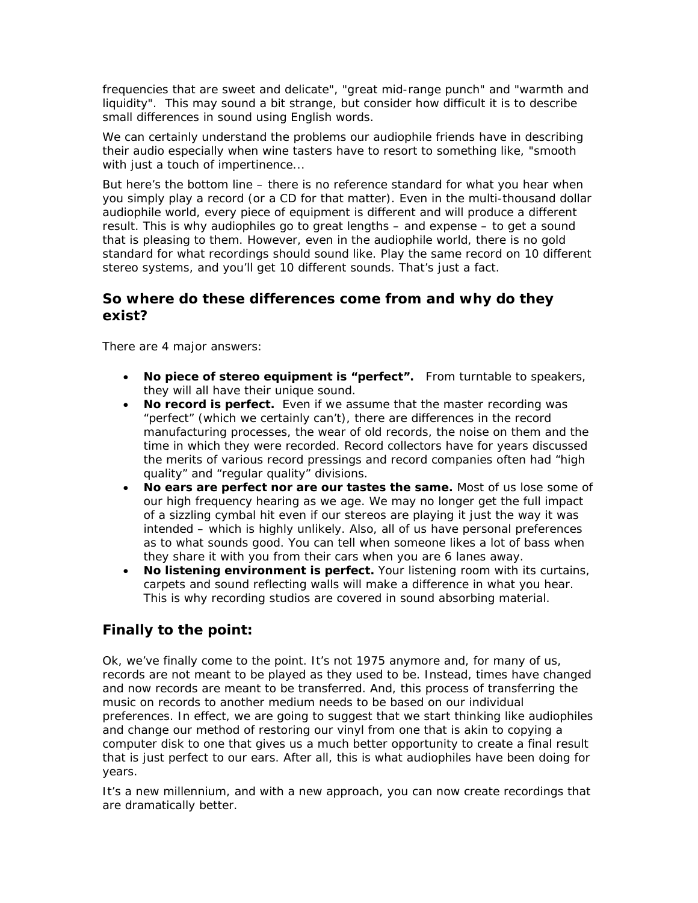frequencies that are sweet and delicate", "great mid-range punch" and "warmth and liquidity". This may sound a bit strange, but consider how difficult it is to describe small differences in sound using English words.

We can certainly understand the problems our audiophile friends have in describing their audio especially when wine tasters have to resort to something like, "smooth with just a touch of impertinence...

But here's the bottom line – there is no reference standard for what you hear when you simply play a record (or a CD for that matter). Even in the multi-thousand dollar audiophile world, every piece of equipment is different and will produce a different result. This is why audiophiles go to great lengths – and expense – to get a sound that is pleasing to them. However, even in the audiophile world, there is no gold standard for what recordings should sound like. Play the same record on 10 different stereo systems, and you'll get 10 different sounds. That's just a fact.

## So where do these differences come from and why do they exist?

There are 4 major answers:

- **No piece of stereo equipment is "perfect".** From turntable to speakers, they will all have their unique sound.
- **No record is perfect.** Even if we assume that the master recording was "perfect" (which we certainly can't), there are differences in the record manufacturing processes, the wear of old records, the noise on them and the time in which they were recorded. Record collectors have for years discussed the merits of various record pressings and record companies often had "high quality" and "regular quality" divisions.
- **No ears are perfect nor are our tastes the same.** Most of us lose some of our high frequency hearing as we age. We may no longer get the full impact of a sizzling cymbal hit even if our stereos are playing it just the way it was intended – which is highly unlikely. Also, all of us have personal preferences as to what sounds good. You can tell when someone likes a lot of bass when they share it with you from their cars when you are 6 lanes away.
- **No listening environment is perfect.** Your listening room with its curtains, carpets and sound reflecting walls will make a difference in what you hear. This is why recording studios are covered in sound absorbing material.

## Finally to the point:

Ok, we've finally come to the point. It's not 1975 anymore and, for many of us, records are not meant to be played as they used to be. Instead, times have changed and now records are meant to be transferred. And, this process of transferring the music on records to another medium needs to be based on our individual preferences. In effect, we are going to suggest that we start thinking like audiophiles and change our method of restoring our vinyl from one that is akin to copying a computer disk to one that gives us a much better opportunity to create a final result that is just perfect to our ears. After all, this is what audiophiles have been doing for years.

It's a new millennium, and with a new approach, you can now create recordings that are dramatically better.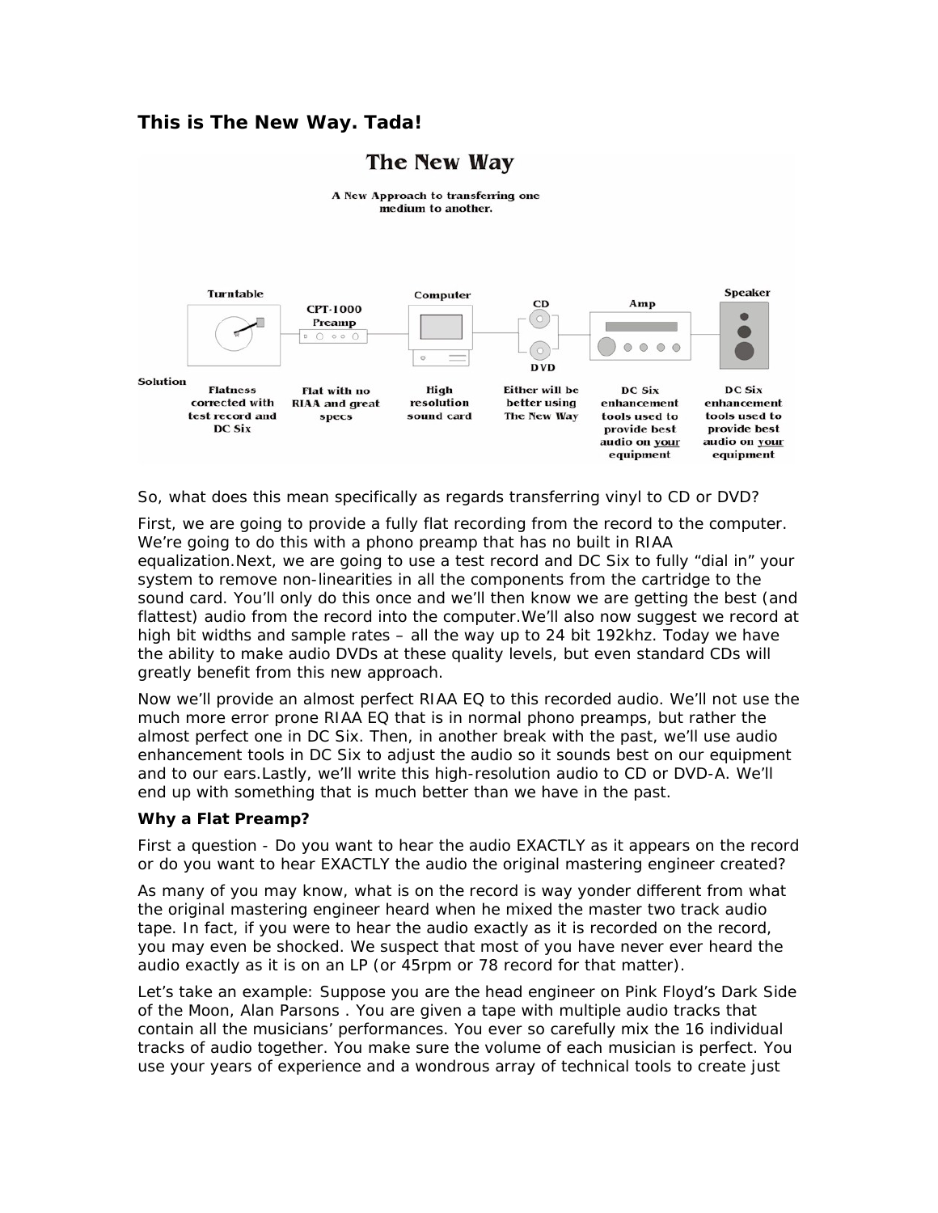### This is The New Way. Tada!

**The New Way**

A New Approach to transferring one medium to another.

| | Turntable | CPT-1000 Preamp | Computer | CD / DVD | Amp | Speaker |
|---|---|---|---|---|---|---|
| Solution | Flatness corrected with test record and DC Six | Flat with no RIAA and great specs | High resolution sound card | Either will be better using The New Way | DC Six enhancement tools used to provide best audio on your equipment | DC Six enhancement tools used to provide best audio on your equipment |

So, what does this mean specifically as regards transferring vinyl to CD or DVD?

First, we are going to provide a fully flat recording from the record to the computer. We're going to do this with a phono preamp that has no built in RIAA equalization.Next, we are going to use a test record and DC Six to fully "dial in" your system to remove non-linearities in all the components from the cartridge to the sound card. You'll only do this once and we'll then know we are getting the best (and flattest) audio from the record into the computer.We'll also now suggest we record at high bit widths and sample rates – all the way up to 24 bit 192khz. Today we have the ability to make audio DVDs at these quality levels, but even standard CDs will greatly benefit from this new approach.

Now we'll provide an almost perfect RIAA EQ to this recorded audio. We'll not use the much more error prone RIAA EQ that is in normal phono preamps, but rather the almost perfect one in DC Six. Then, in another break with the past, we'll use audio enhancement tools in DC Six to adjust the audio so it sounds best on our equipment and to our ears.Lastly, we'll write this high-resolution audio to CD or DVD-A. We'll end up with something that is much better than we have in the past.

**Why a Flat Preamp?**

First a question - Do you want to hear the audio EXACTLY as it appears on the record or do you want to hear EXACTLY the audio the original mastering engineer created?

As many of you may know, what is on the record is way yonder different from what the original mastering engineer heard when he mixed the master two track audio tape. In fact, if you were to hear the audio exactly as it is recorded on the record, you may even be shocked. We suspect that most of you have never ever heard the audio exactly as it is on an LP (or 45rpm or 78 record for that matter).

Let's take an example: Suppose you are the head engineer on Pink Floyd's Dark Side of the Moon, Alan Parsons . You are given a tape with multiple audio tracks that contain all the musicians' performances. You ever so carefully mix the 16 individual tracks of audio together. You make sure the volume of each musician is perfect. You use your years of experience and a wondrous array of technical tools to create just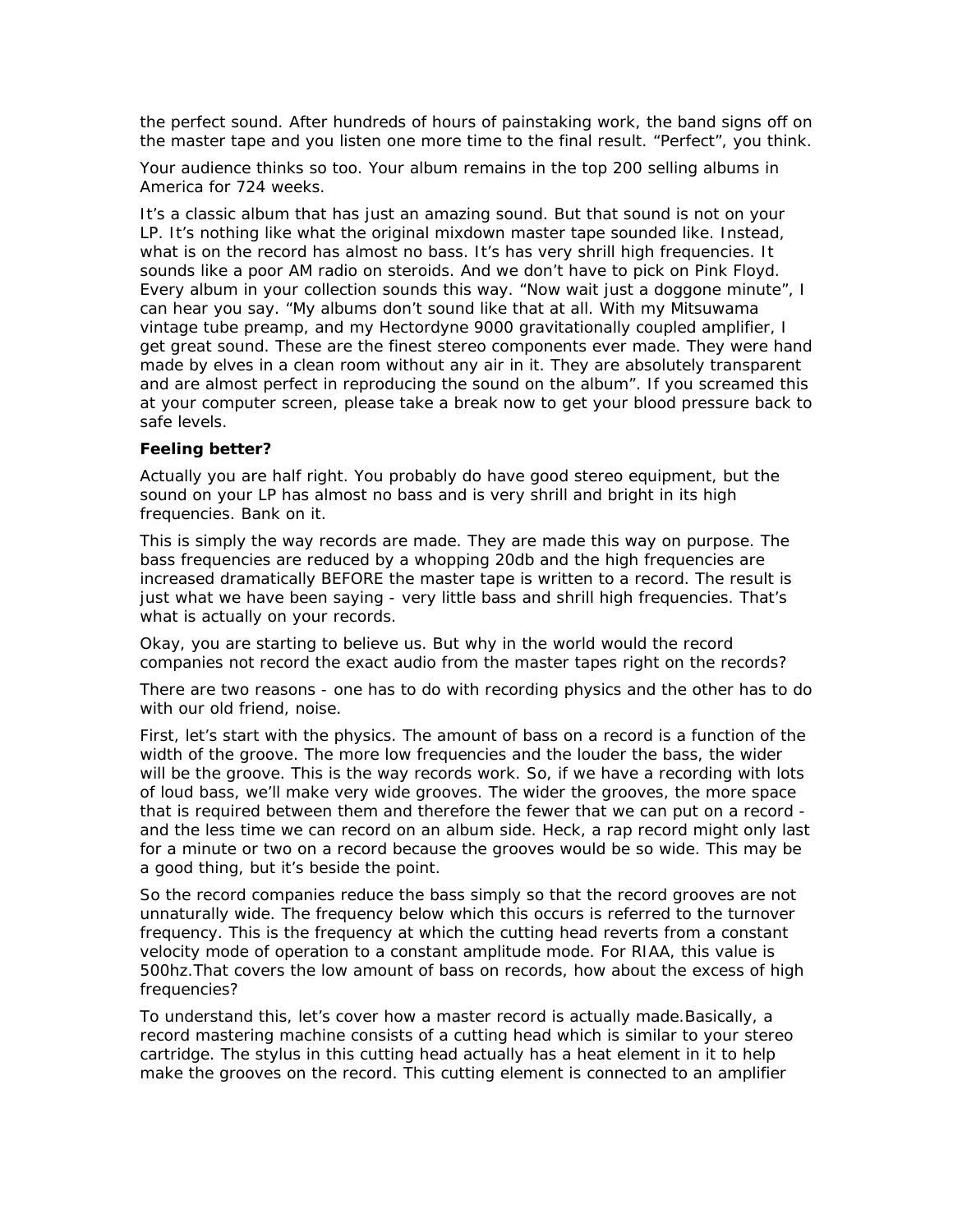the perfect sound. After hundreds of hours of painstaking work, the band signs off on the master tape and you listen one more time to the final result. "Perfect", you think.

Your audience thinks so too. Your album remains in the top 200 selling albums in America for 724 weeks.

It's a classic album that has just an amazing sound. But that sound is not on your LP. It's nothing like what the original mixdown master tape sounded like. Instead, what is on the record has almost no bass. It's has very shrill high frequencies. It sounds like a poor AM radio on steroids. And we don't have to pick on Pink Floyd. Every album in your collection sounds this way. "Now wait just a doggone minute", I can hear you say. "My albums don't sound like that at all. With my Mitsuwama vintage tube preamp, and my Hectordyne 9000 gravitationally coupled amplifier, I get great sound. These are the finest stereo components ever made. They were hand made by elves in a clean room without any air in it. They are absolutely transparent and are almost perfect in reproducing the sound on the album". If you screamed this at your computer screen, please take a break now to get your blood pressure back to safe levels.

**Feeling better?**

Actually you are half right. You probably do have good stereo equipment, but the sound on your LP has almost no bass and is very shrill and bright in its high frequencies. Bank on it.

This is simply the way records are made. They are made this way on purpose. The bass frequencies are reduced by a whopping 20db and the high frequencies are increased dramatically BEFORE the master tape is written to a record. The result is just what we have been saying - very little bass and shrill high frequencies. That's what is actually on your records.

Okay, you are starting to believe us. But why in the world would the record companies not record the exact audio from the master tapes right on the records?

There are two reasons - one has to do with recording physics and the other has to do with our old friend, noise.

First, let's start with the physics. The amount of bass on a record is a function of the width of the groove. The more low frequencies and the louder the bass, the wider will be the groove. This is the way records work. So, if we have a recording with lots of loud bass, we'll make very wide grooves. The wider the grooves, the more space that is required between them and therefore the fewer that we can put on a record - and the less time we can record on an album side. Heck, a rap record might only last for a minute or two on a record because the grooves would be so wide. This may be a good thing, but it's beside the point.

So the record companies reduce the bass simply so that the record grooves are not unnaturally wide. The frequency below which this occurs is referred to the turnover frequency. This is the frequency at which the cutting head reverts from a constant velocity mode of operation to a constant amplitude mode. For RIAA, this value is 500hz.That covers the low amount of bass on records, how about the excess of high frequencies?

To understand this, let's cover how a master record is actually made.Basically, a record mastering machine consists of a cutting head which is similar to your stereo cartridge. The stylus in this cutting head actually has a heat element in it to help make the grooves on the record. This cutting element is connected to an amplifier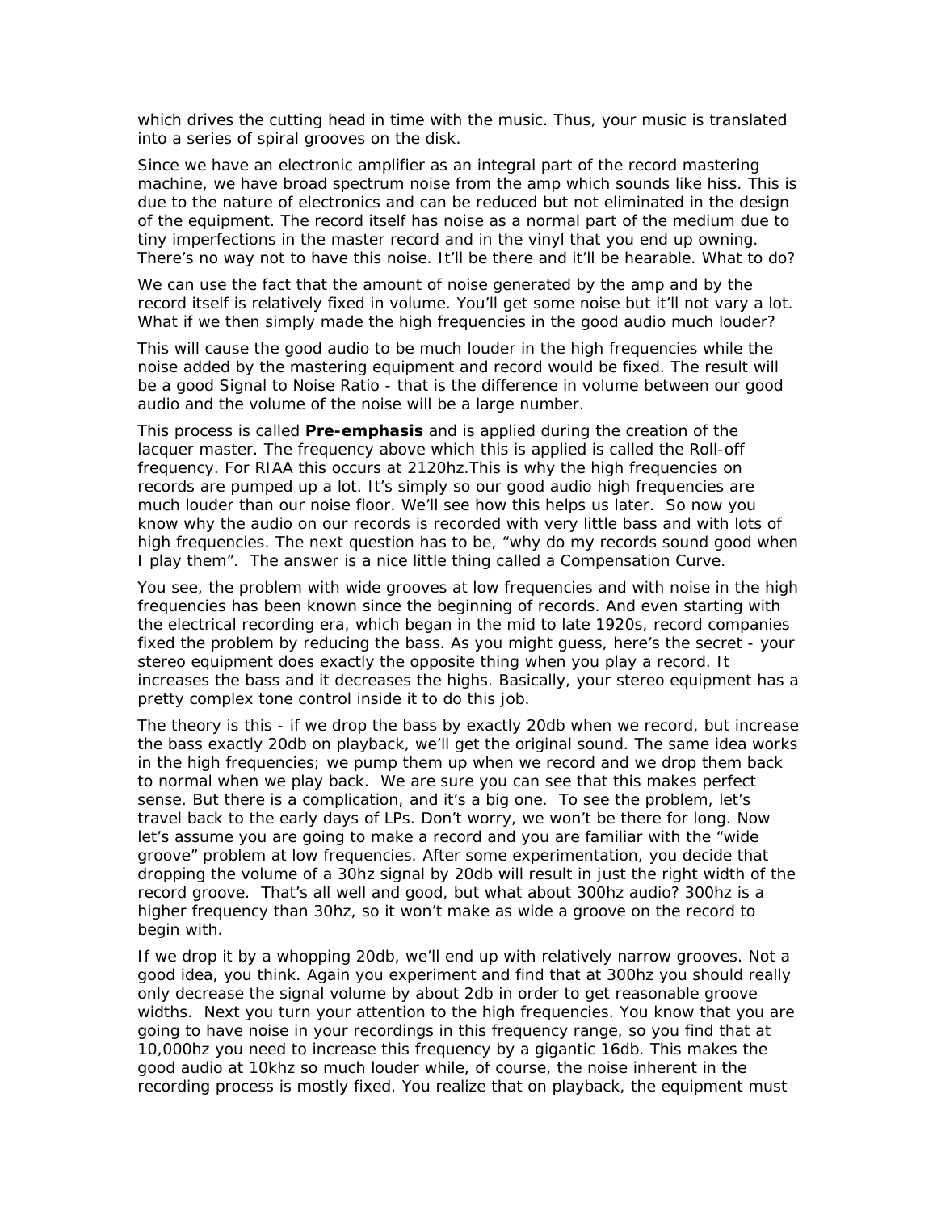which drives the cutting head in time with the music. Thus, your music is translated into a series of spiral grooves on the disk.

Since we have an electronic amplifier as an integral part of the record mastering machine, we have broad spectrum noise from the amp which sounds like hiss. This is due to the nature of electronics and can be reduced but not eliminated in the design of the equipment. The record itself has noise as a normal part of the medium due to tiny imperfections in the master record and in the vinyl that you end up owning. There's no way not to have this noise. It'll be there and it'll be hearable. What to do?

We can use the fact that the amount of noise generated by the amp and by the record itself is relatively fixed in volume. You'll get some noise but it'll not vary a lot. What if we then simply made the high frequencies in the good audio much louder?

This will cause the good audio to be much louder in the high frequencies while the noise added by the mastering equipment and record would be fixed. The result will be a good Signal to Noise Ratio - that is the difference in volume between our good audio and the volume of the noise will be a large number.

This process is called **Pre-emphasis** and is applied during the creation of the lacquer master. The frequency above which this is applied is called the Roll-off frequency. For RIAA this occurs at 2120hz.This is why the high frequencies on records are pumped up a lot. It's simply so our good audio high frequencies are much louder than our noise floor. We'll see how this helps us later. So now you know why the audio on our records is recorded with very little bass and with lots of high frequencies. The next question has to be, "why do my records sound good when I play them". The answer is a nice little thing called a Compensation Curve.

You see, the problem with wide grooves at low frequencies and with noise in the high frequencies has been known since the beginning of records. And even starting with the electrical recording era, which began in the mid to late 1920s, record companies fixed the problem by reducing the bass. As you might guess, here's the secret - your stereo equipment does exactly the opposite thing when you play a record. It increases the bass and it decreases the highs. Basically, your stereo equipment has a pretty complex tone control inside it to do this job.

The theory is this - if we drop the bass by exactly 20db when we record, but increase the bass exactly 20db on playback, we'll get the original sound. The same idea works in the high frequencies; we pump them up when we record and we drop them back to normal when we play back. We are sure you can see that this makes perfect sense. But there is a complication, and it's a big one. To see the problem, let's travel back to the early days of LPs. Don't worry, we won't be there for long. Now let's assume you are going to make a record and you are familiar with the "wide groove" problem at low frequencies. After some experimentation, you decide that dropping the volume of a 30hz signal by 20db will result in just the right width of the record groove. That's all well and good, but what about 300hz audio? 300hz is a higher frequency than 30hz, so it won't make as wide a groove on the record to begin with.

If we drop it by a whopping 20db, we'll end up with relatively narrow grooves. Not a good idea, you think. Again you experiment and find that at 300hz you should really only decrease the signal volume by about 2db in order to get reasonable groove widths. Next you turn your attention to the high frequencies. You know that you are going to have noise in your recordings in this frequency range, so you find that at 10,000hz you need to increase this frequency by a gigantic 16db. This makes the good audio at 10khz so much louder while, of course, the noise inherent in the recording process is mostly fixed. You realize that on playback, the equipment must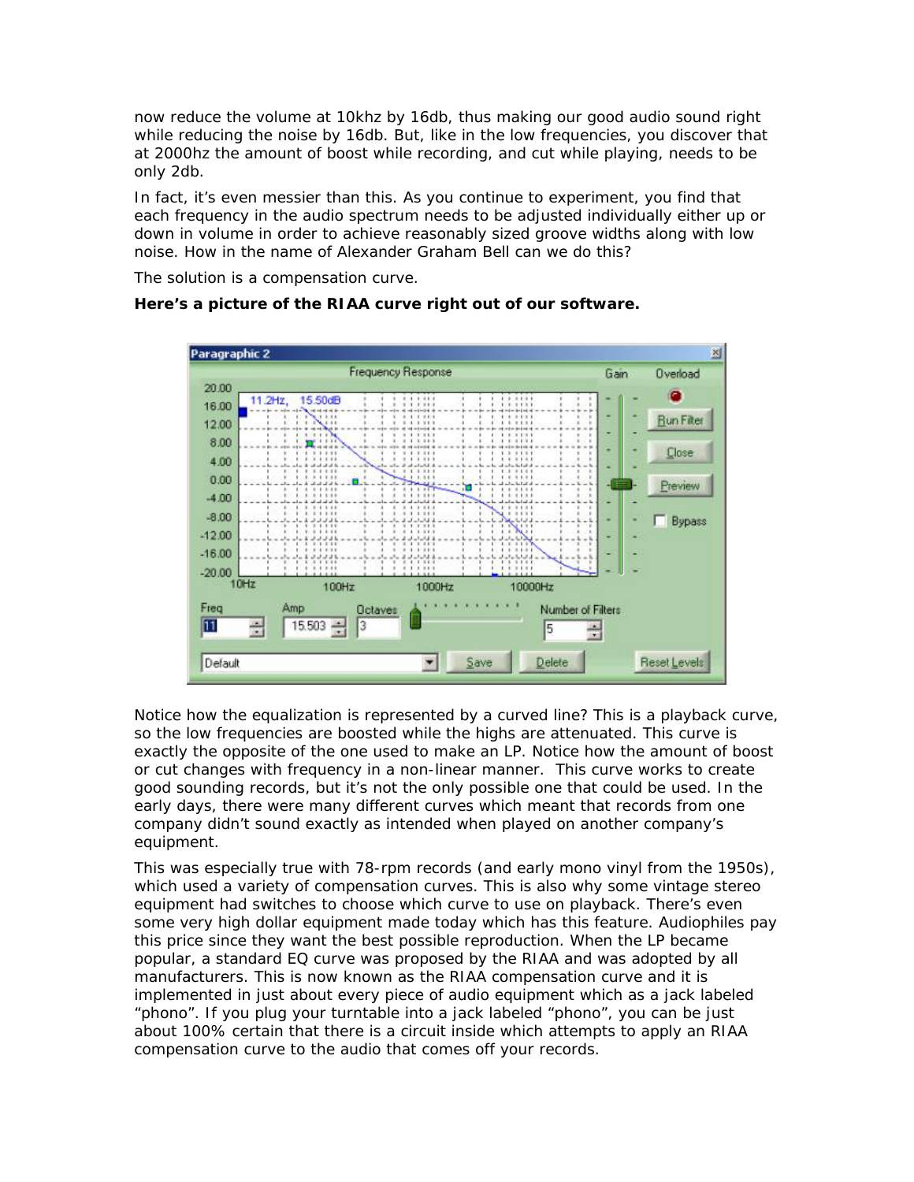now reduce the volume at 10khz by 16db, thus making our good audio sound right while reducing the noise by 16db. But, like in the low frequencies, you discover that at 2000hz the amount of boost while recording, and cut while playing, needs to be only 2db.

In fact, it's even messier than this. As you continue to experiment, you find that each frequency in the audio spectrum needs to be adjusted individually either up or down in volume in order to achieve reasonably sized groove widths along with low noise. How in the name of Alexander Graham Bell can we do this?

The solution is a compensation curve.

**Here's a picture of the RIAA curve right out of our software.**

Notice how the equalization is represented by a curved line? This is a playback curve, so the low frequencies are boosted while the highs are attenuated. This curve is exactly the opposite of the one used to make an LP. Notice how the amount of boost or cut changes with frequency in a non-linear manner. This curve works to create good sounding records, but it's not the only possible one that could be used. In the early days, there were many different curves which meant that records from one company didn't sound exactly as intended when played on another company's equipment.

This was especially true with 78-rpm records (and early mono vinyl from the 1950s), which used a variety of compensation curves. This is also why some vintage stereo equipment had switches to choose which curve to use on playback. There's even some very high dollar equipment made today which has this feature. Audiophiles pay this price since they want the best possible reproduction. When the LP became popular, a standard EQ curve was proposed by the RIAA and was adopted by all manufacturers. This is now known as the RIAA compensation curve and it is implemented in just about every piece of audio equipment which as a jack labeled "phono". If you plug your turntable into a jack labeled "phono", you can be just about 100% certain that there is a circuit inside which attempts to apply an RIAA compensation curve to the audio that comes off your records.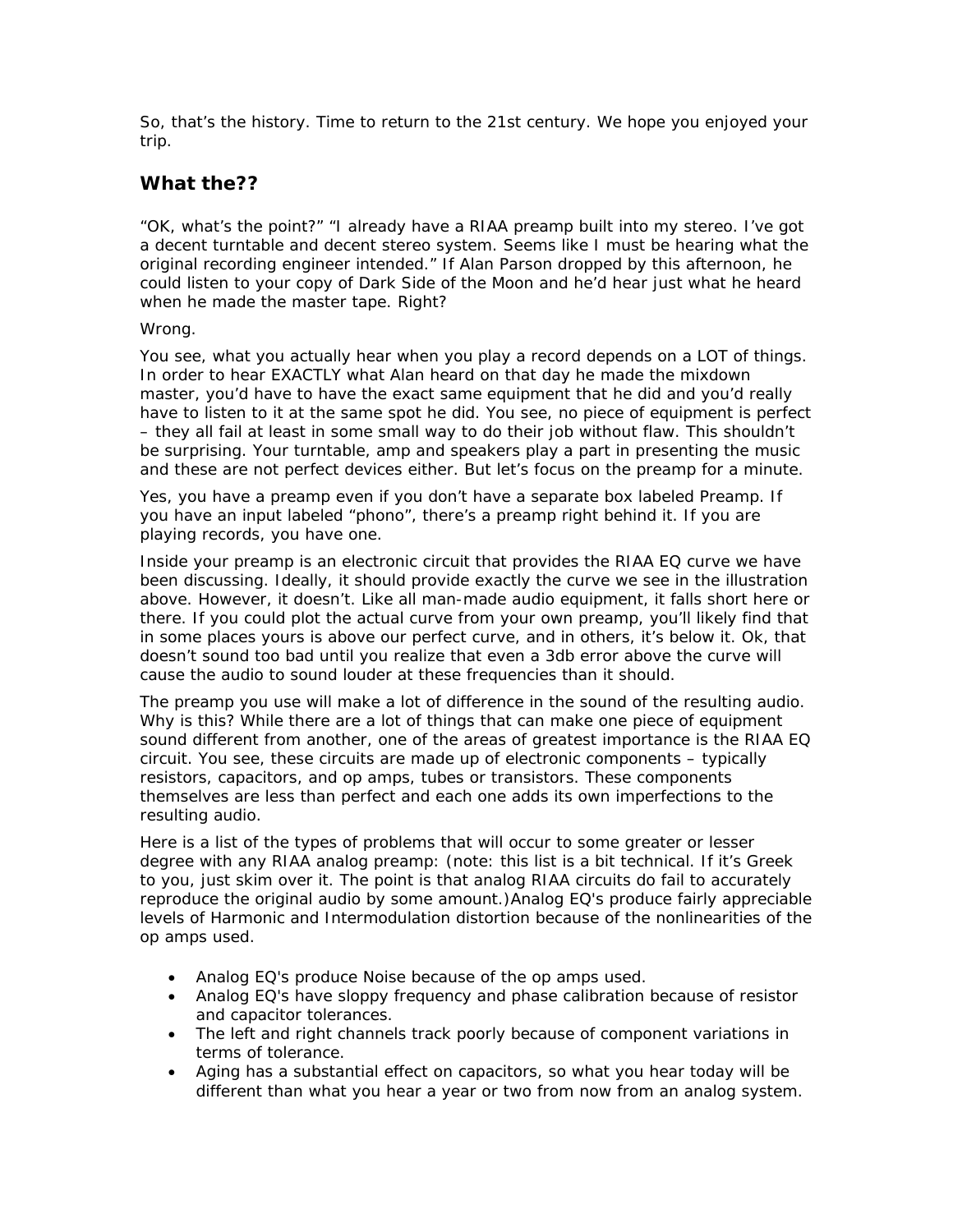So, that's the history. Time to return to the 21st century. We hope you enjoyed your trip.

## What the??

"OK, what's the point?" "I already have a RIAA preamp built into my stereo. I've got a decent turntable and decent stereo system. Seems like I must be hearing what the original recording engineer intended." If Alan Parson dropped by this afternoon, he could listen to your copy of Dark Side of the Moon and he'd hear just what he heard when he made the master tape. Right?

Wrong.

You see, what you actually hear when you play a record depends on a LOT of things. In order to hear EXACTLY what Alan heard on that day he made the mixdown master, you'd have to have the exact same equipment that he did and you'd really have to listen to it at the same spot he did. You see, no piece of equipment is perfect – they all fail at least in some small way to do their job without flaw. This shouldn't be surprising. Your turntable, amp and speakers play a part in presenting the music and these are not perfect devices either. But let's focus on the preamp for a minute.

Yes, you have a preamp even if you don't have a separate box labeled Preamp. If you have an input labeled "phono", there's a preamp right behind it. If you are playing records, you have one.

Inside your preamp is an electronic circuit that provides the RIAA EQ curve we have been discussing. Ideally, it should provide exactly the curve we see in the illustration above. However, it doesn't. Like all man-made audio equipment, it falls short here or there. If you could plot the actual curve from your own preamp, you'll likely find that in some places yours is above our perfect curve, and in others, it's below it. Ok, that doesn't sound too bad until you realize that even a 3db error above the curve will cause the audio to sound louder at these frequencies than it should.

The preamp you use will make a lot of difference in the sound of the resulting audio. Why is this? While there are a lot of things that can make one piece of equipment sound different from another, one of the areas of greatest importance is the RIAA EQ circuit. You see, these circuits are made up of electronic components – typically resistors, capacitors, and op amps, tubes or transistors. These components themselves are less than perfect and each one adds its own imperfections to the resulting audio.

Here is a list of the types of problems that will occur to some greater or lesser degree with any RIAA analog preamp: (note: this list is a bit technical. If it's Greek to you, just skim over it. The point is that analog RIAA circuits do fail to accurately reproduce the original audio by some amount.)Analog EQ's produce fairly appreciable levels of Harmonic and Intermodulation distortion because of the nonlinearities of the op amps used.

- Analog EQ's produce Noise because of the op amps used.
- Analog EQ's have sloppy frequency and phase calibration because of resistor and capacitor tolerances.
- The left and right channels track poorly because of component variations in terms of tolerance.
- Aging has a substantial effect on capacitors, so what you hear today will be different than what you hear a year or two from now from an analog system.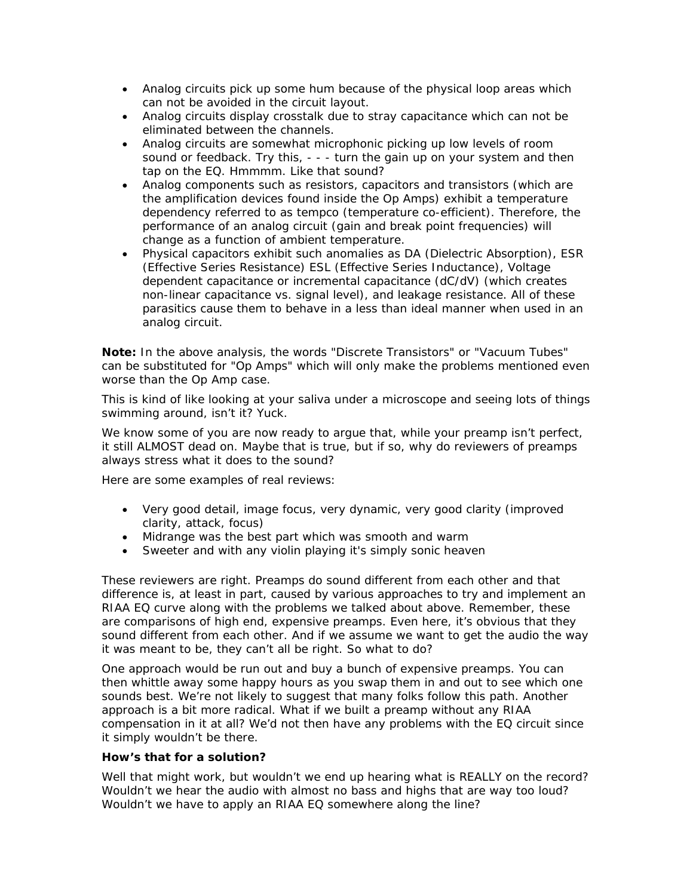- Analog circuits pick up some hum because of the physical loop areas which can not be avoided in the circuit layout.
- Analog circuits display crosstalk due to stray capacitance which can not be eliminated between the channels.
- Analog circuits are somewhat microphonic picking up low levels of room sound or feedback. Try this, - - - turn the gain up on your system and then tap on the EQ. Hmmmm. Like that sound?
- Analog components such as resistors, capacitors and transistors (which are the amplification devices found inside the Op Amps) exhibit a temperature dependency referred to as tempco (temperature co-efficient). Therefore, the performance of an analog circuit (gain and break point frequencies) will change as a function of ambient temperature.
- Physical capacitors exhibit such anomalies as DA (Dielectric Absorption), ESR (Effective Series Resistance) ESL (Effective Series Inductance), Voltage dependent capacitance or incremental capacitance (dC/dV) (which creates non-linear capacitance vs. signal level), and leakage resistance. All of these parasitics cause them to behave in a less than ideal manner when used in an analog circuit.

**Note:** In the above analysis, the words "Discrete Transistors" or "Vacuum Tubes" can be substituted for "Op Amps" which will only make the problems mentioned even worse than the Op Amp case.

This is kind of like looking at your saliva under a microscope and seeing lots of things swimming around, isn't it? Yuck.

We know some of you are now ready to argue that, while your preamp isn't perfect, it still ALMOST dead on. Maybe that is true, but if so, why do reviewers of preamps always stress what it does to the sound?

Here are some examples of real reviews:

- Very good detail, image focus, very dynamic, very good clarity (improved clarity, attack, focus)
- Midrange was the best part which was smooth and warm
- Sweeter and with any violin playing it's simply sonic heaven

These reviewers are right. Preamps do sound different from each other and that difference is, at least in part, caused by various approaches to try and implement an RIAA EQ curve along with the problems we talked about above. Remember, these are comparisons of high end, expensive preamps. Even here, it's obvious that they sound different from each other. And if we assume we want to get the audio the way it was meant to be, they can't all be right. So what to do?

One approach would be run out and buy a bunch of expensive preamps. You can then whittle away some happy hours as you swap them in and out to see which one sounds best. We're not likely to suggest that many folks follow this path. Another approach is a bit more radical. What if we built a preamp without any RIAA compensation in it at all? We'd not then have any problems with the EQ circuit since it simply wouldn't be there.

**How's that for a solution?**

Well that might work, but wouldn't we end up hearing what is REALLY on the record? Wouldn't we hear the audio with almost no bass and highs that are way too loud? Wouldn't we have to apply an RIAA EQ somewhere along the line?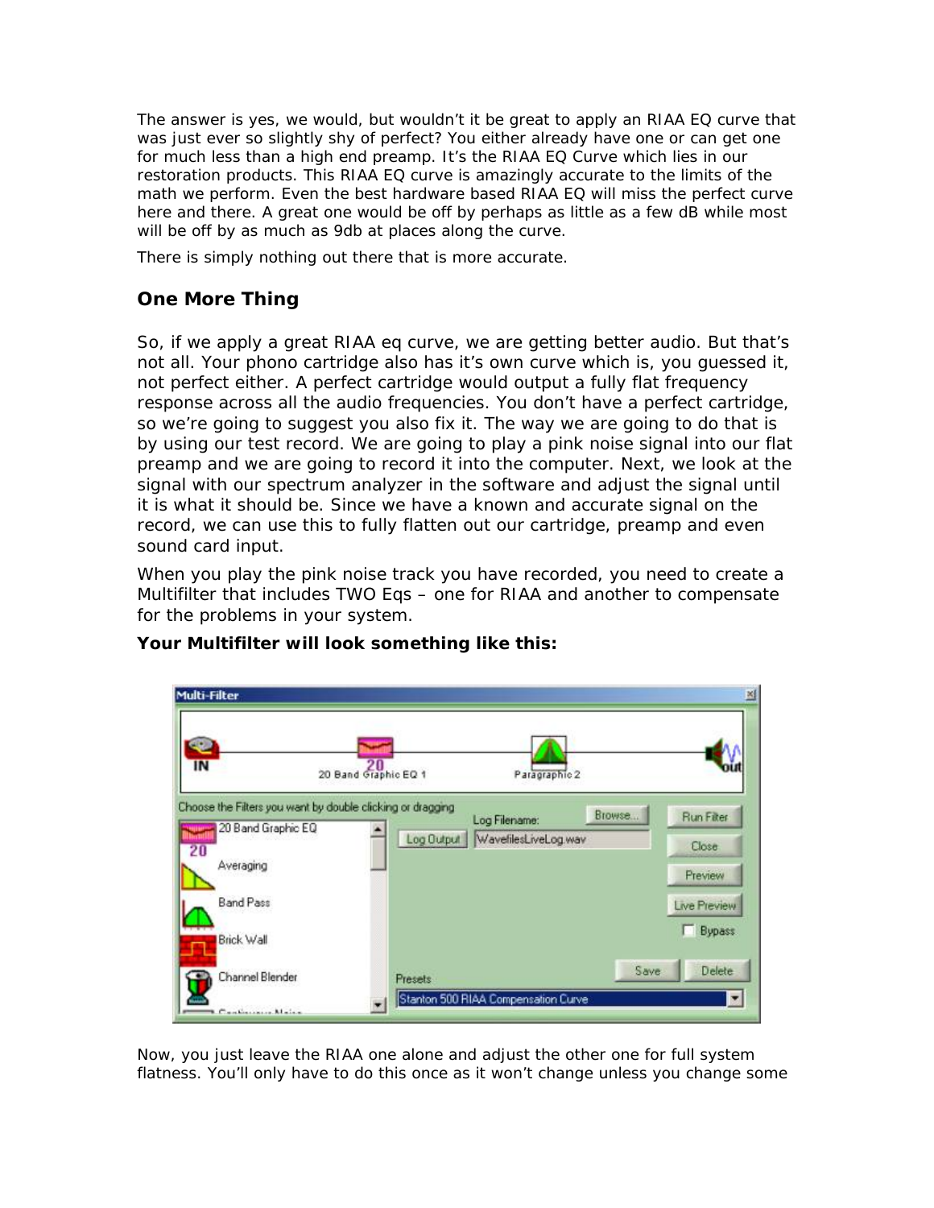The answer is yes, we would, but wouldn't it be great to apply an RIAA EQ curve that was just ever so slightly shy of perfect? You either already have one or can get one for much less than a high end preamp. It's the RIAA EQ Curve which lies in our restoration products. This RIAA EQ curve is amazingly accurate to the limits of the math we perform. Even the best hardware based RIAA EQ will miss the perfect curve here and there. A great one would be off by perhaps as little as a few dB while most will be off by as much as 9db at places along the curve.

There is simply nothing out there that is more accurate.

## One More Thing

So, if we apply a great RIAA eq curve, we are getting better audio. But that's not all. Your phono cartridge also has it's own curve which is, you guessed it, not perfect either. A perfect cartridge would output a fully flat frequency response across all the audio frequencies. You don't have a perfect cartridge, so we're going to suggest you also fix it. The way we are going to do that is by using our test record. We are going to play a pink noise signal into our flat preamp and we are going to record it into the computer. Next, we look at the signal with our spectrum analyzer in the software and adjust the signal until it is what it should be. Since we have a known and accurate signal on the record, we can use this to fully flatten out our cartridge, preamp and even sound card input.

When you play the pink noise track you have recorded, you need to create a Multifilter that includes TWO Eqs – one for RIAA and another to compensate for the problems in your system.

**Your Multifilter will look something like this:**

Now, you just leave the RIAA one alone and adjust the other one for full system flatness. You'll only have to do this once as it won't change unless you change some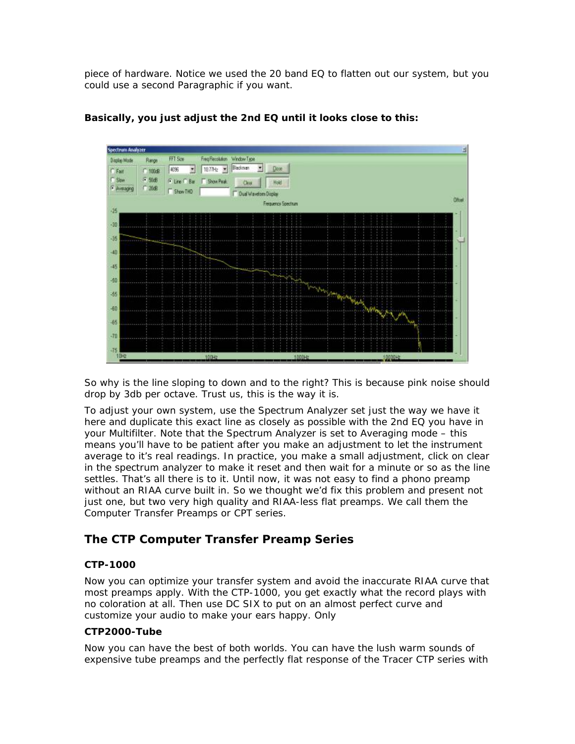piece of hardware. Notice we used the 20 band EQ to flatten out our system, but you could use a second Paragraphic if you want.

**Basically, you just adjust the 2nd EQ until it looks close to this:**

So why is the line sloping to down and to the right? This is because pink noise should drop by 3db per octave. Trust us, this is the way it is.

To adjust your own system, use the Spectrum Analyzer set just the way we have it here and duplicate this exact line as closely as possible with the 2nd EQ you have in your Multifilter. Note that the Spectrum Analyzer is set to Averaging mode – this means you'll have to be patient after you make an adjustment to let the instrument average to it's real readings. In practice, you make a small adjustment, click on clear in the spectrum analyzer to make it reset and then wait for a minute or so as the line settles. That's all there is to it. Until now, it was not easy to find a phono preamp without an RIAA curve built in. So we thought we'd fix this problem and present not just one, but two very high quality and RIAA-less flat preamps. We call them the Computer Transfer Preamps or CPT series.

## The CTP Computer Transfer Preamp Series

### CTP-1000

Now you can optimize your transfer system and avoid the inaccurate RIAA curve that most preamps apply. With the CTP-1000, you get exactly what the record plays with no coloration at all. Then use DC SIX to put on an almost perfect curve and customize your audio to make your ears happy. Only

### CTP2000-Tube

Now you can have the best of both worlds. You can have the lush warm sounds of expensive tube preamps and the perfectly flat response of the Tracer CTP series with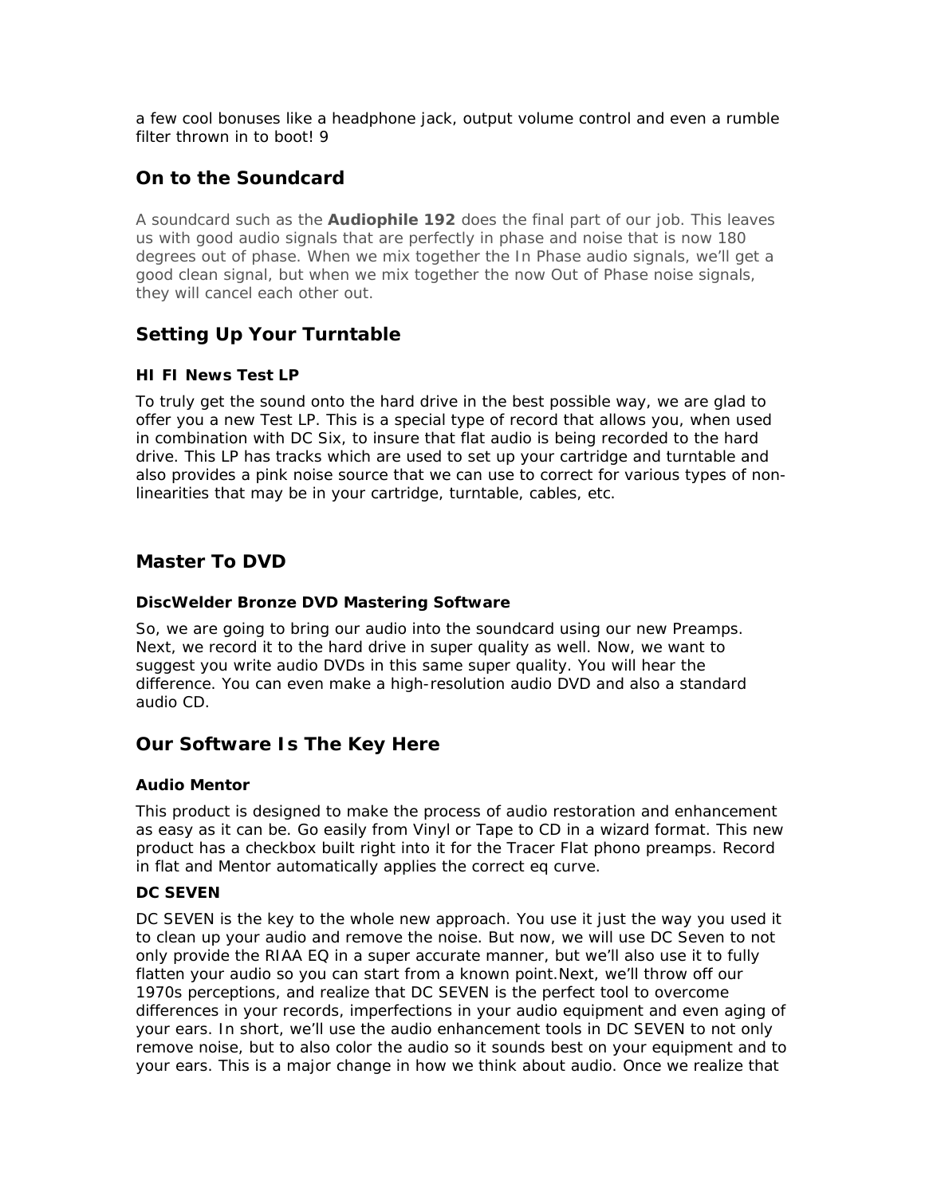a few cool bonuses like a headphone jack, output volume control and even a rumble filter thrown in to boot! 9

## On to the Soundcard

A soundcard such as the **Audiophile 192** does the final part of our job. This leaves us with good audio signals that are perfectly in phase and noise that is now 180 degrees out of phase. When we mix together the In Phase audio signals, we'll get a good clean signal, but when we mix together the now Out of Phase noise signals, they will cancel each other out.

## Setting Up Your Turntable

### HI FI News Test LP

To truly get the sound onto the hard drive in the best possible way, we are glad to offer you a new Test LP. This is a special type of record that allows you, when used in combination with DC Six, to insure that flat audio is being recorded to the hard drive. This LP has tracks which are used to set up your cartridge and turntable and also provides a pink noise source that we can use to correct for various types of non-linearities that may be in your cartridge, turntable, cables, etc.

## Master To DVD

### DiscWelder Bronze DVD Mastering Software

So, we are going to bring our audio into the soundcard using our new Preamps. Next, we record it to the hard drive in super quality as well. Now, we want to suggest you write audio DVDs in this same super quality. You will hear the difference. You can even make a high-resolution audio DVD and also a standard audio CD.

## Our Software Is The Key Here

### Audio Mentor

This product is designed to make the process of audio restoration and enhancement as easy as it can be. Go easily from Vinyl or Tape to CD in a wizard format. This new product has a checkbox built right into it for the Tracer Flat phono preamps. Record in flat and Mentor automatically applies the correct eq curve.

### DC SEVEN

DC SEVEN is the key to the whole new approach. You use it just the way you used it to clean up your audio and remove the noise. But now, we will use DC Seven to not only provide the RIAA EQ in a super accurate manner, but we'll also use it to fully flatten your audio so you can start from a known point.Next, we'll throw off our 1970s perceptions, and realize that DC SEVEN is the perfect tool to overcome differences in your records, imperfections in your audio equipment and even aging of your ears. In short, we'll use the audio enhancement tools in DC SEVEN to not only remove noise, but to also color the audio so it sounds best on your equipment and to your ears. This is a major change in how we think about audio. Once we realize that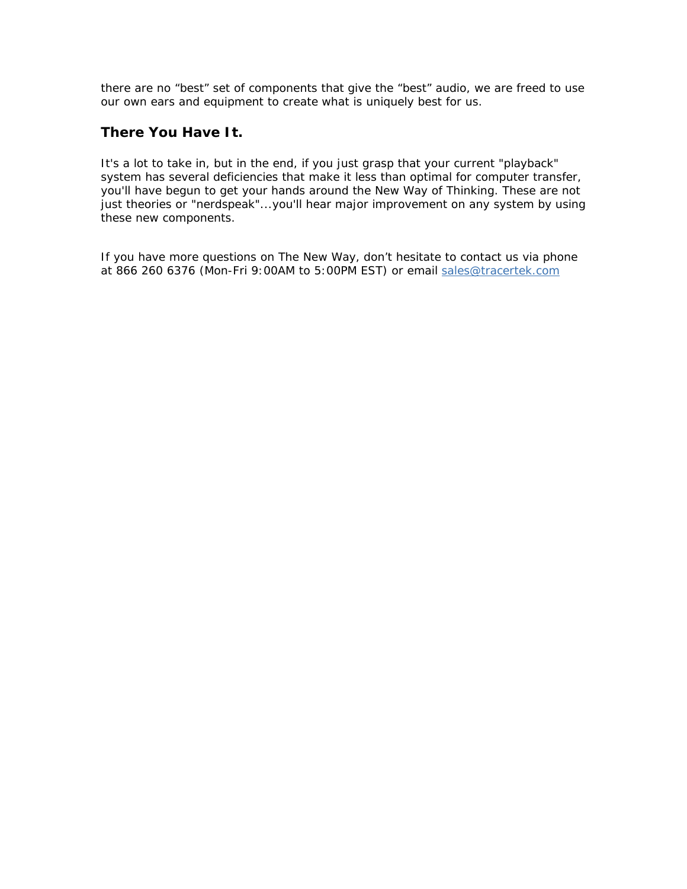there are no “best” set of components that give the “best” audio, we are freed to use our own ears and equipment to create what is uniquely best for us.

## There You Have It.

It's a lot to take in, but in the end, if you just grasp that your current "playback" system has several deficiencies that make it less than optimal for computer transfer, you'll have begun to get your hands around the New Way of Thinking. These are not just theories or "nerdspeak"...you'll hear major improvement on any system by using these new components.

If you have more questions on The New Way, don’t hesitate to contact us via phone at 866 260 6376 (Mon-Fri 9:00AM to 5:00PM EST) or email sales@tracertek.com